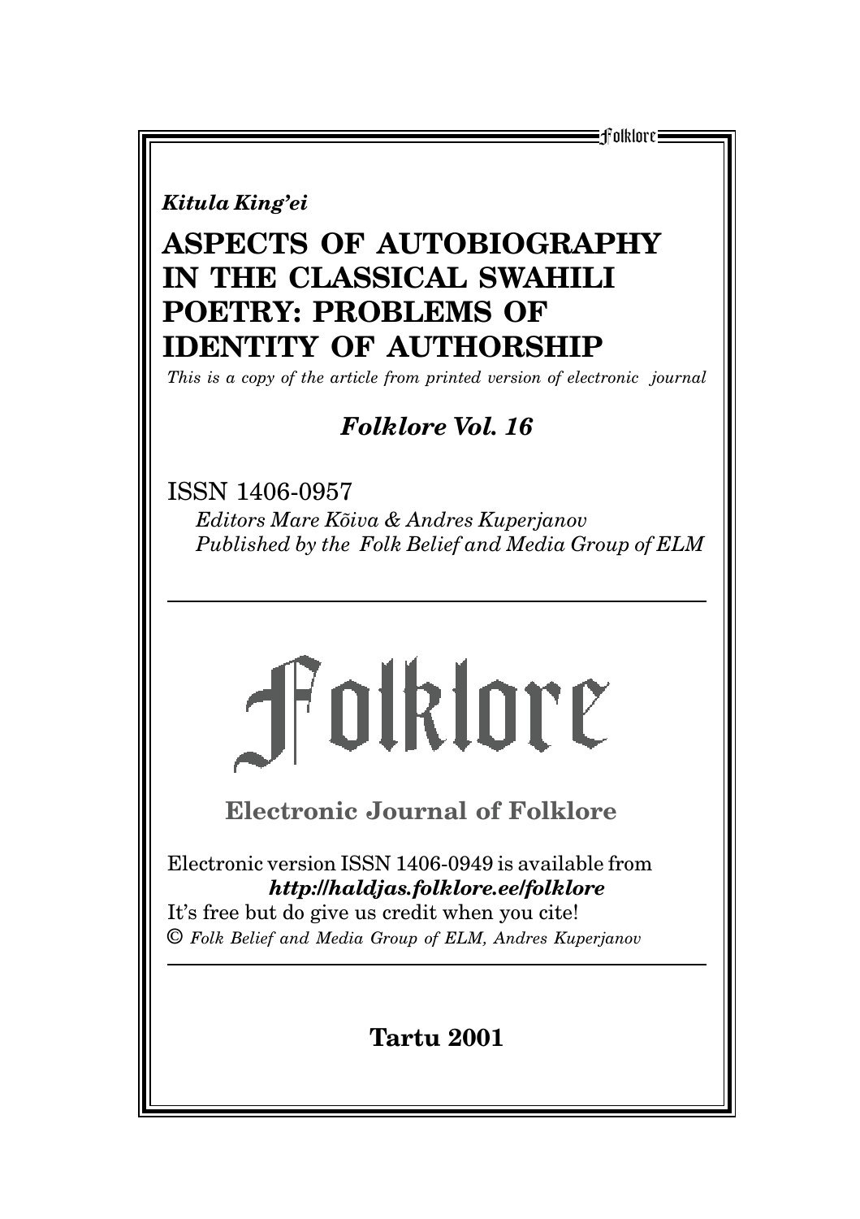*Kitula King'ei*

# ASPECTS OF AUTOBIOGRAPHY IN THE CLASSICAL SWAHILI POETRY: PROBLEMS OF IDENTITY OF AUTHORSHIP

*This is a copy of the article from printed version of electronic journal*

## *Folklore Vol. 16*

ISSN 1406-0957

*Editors Mare Kõiva & Andres Kuperjanov*

*Published by the Folk Belief and Media Group of ELM*

---

# Folklore

## Electronic Journal of Folklore

Electronic version ISSN 1406-0949 is available from

***http://haldjas.folklore.ee/folklore***

It's free but do give us credit when you cite!

© *Folk Belief and Media Group of ELM, Andres Kuperjanov*

---

**Tartu 2001**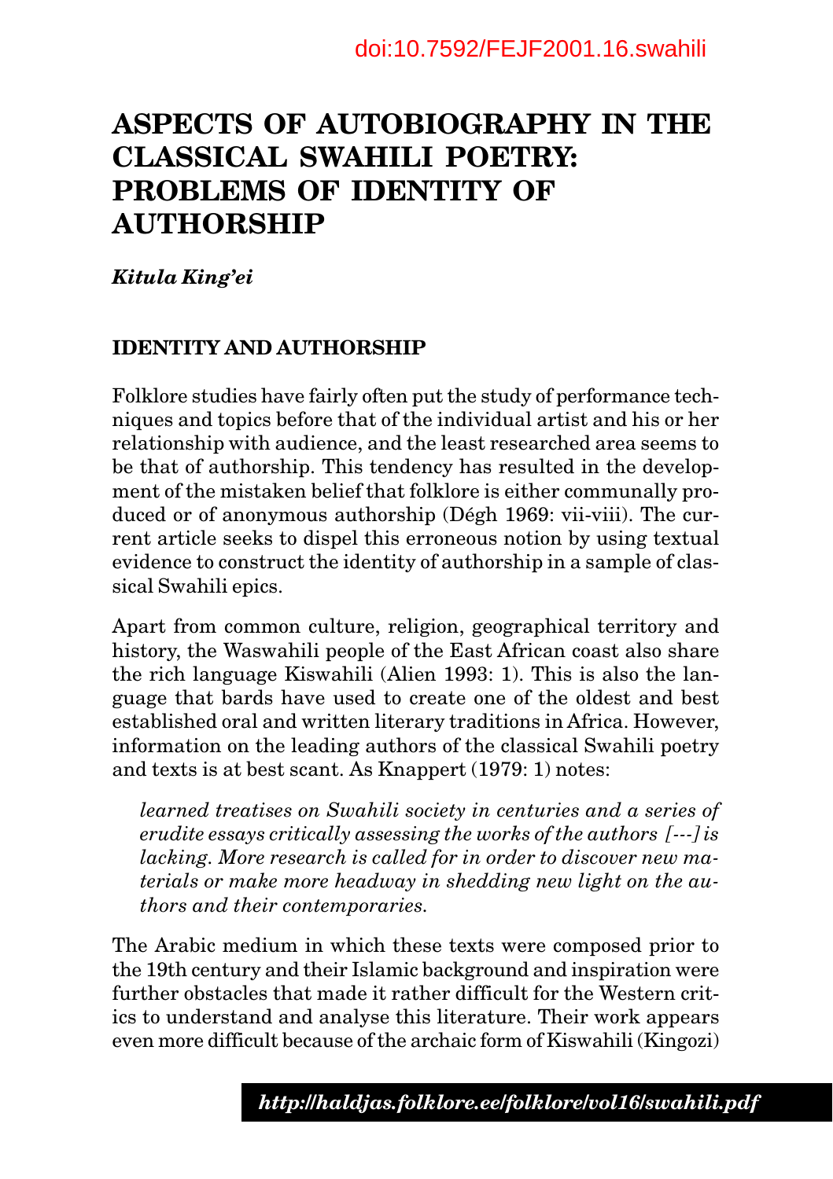doi:10.7592/FEJF2001.16.swahili

# ASPECTS OF AUTOBIOGRAPHY IN THE CLASSICAL SWAHILI POETRY: PROBLEMS OF IDENTITY OF AUTHORSHIP

***Kitula King'ei***

## IDENTITY AND AUTHORSHIP

Folklore studies have fairly often put the study of performance techniques and topics before that of the individual artist and his or her relationship with audience, and the least researched area seems to be that of authorship. This tendency has resulted in the development of the mistaken belief that folklore is either communally produced or of anonymous authorship (Dégh 1969: vii-viii). The current article seeks to dispel this erroneous notion by using textual evidence to construct the identity of authorship in a sample of classical Swahili epics.

Apart from common culture, religion, geographical territory and history, the Waswahili people of the East African coast also share the rich language Kiswahili (Alien 1993: 1). This is also the language that bards have used to create one of the oldest and best established oral and written literary traditions in Africa. However, information on the leading authors of the classical Swahili poetry and texts is at best scant. As Knappert (1979: 1) notes:

> *learned treatises on Swahili society in centuries and a series of erudite essays critically assessing the works of the authors [---] is lacking. More research is called for in order to discover new materials or make more headway in shedding new light on the authors and their contemporaries.*

The Arabic medium in which these texts were composed prior to the 19th century and their Islamic background and inspiration were further obstacles that made it rather difficult for the Western critics to understand and analyse this literature. Their work appears even more difficult because of the archaic form of Kiswahili (Kingozi)

***http://haldjas.folklore.ee/folklore/vol16/swahili.pdf***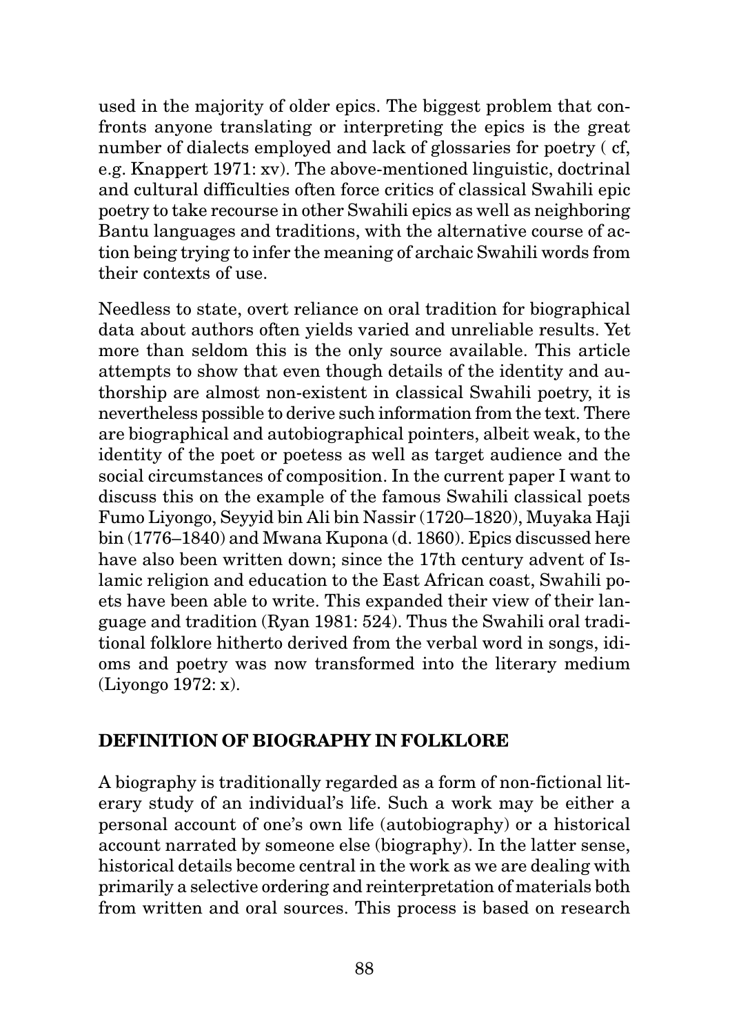used in the majority of older epics. The biggest problem that confronts anyone translating or interpreting the epics is the great number of dialects employed and lack of glossaries for poetry ( cf, e.g. Knappert 1971: xv). The above-mentioned linguistic, doctrinal and cultural difficulties often force critics of classical Swahili epic poetry to take recourse in other Swahili epics as well as neighboring Bantu languages and traditions, with the alternative course of action being trying to infer the meaning of archaic Swahili words from their contexts of use.

Needless to state, overt reliance on oral tradition for biographical data about authors often yields varied and unreliable results. Yet more than seldom this is the only source available. This article attempts to show that even though details of the identity and authorship are almost non-existent in classical Swahili poetry, it is nevertheless possible to derive such information from the text. There are biographical and autobiographical pointers, albeit weak, to the identity of the poet or poetess as well as target audience and the social circumstances of composition. In the current paper I want to discuss this on the example of the famous Swahili classical poets Fumo Liyongo, Seyyid bin Ali bin Nassir (1720–1820), Muyaka Haji bin (1776–1840) and Mwana Kupona (d. 1860). Epics discussed here have also been written down; since the 17th century advent of Islamic religion and education to the East African coast, Swahili poets have been able to write. This expanded their view of their language and tradition (Ryan 1981: 524). Thus the Swahili oral traditional folklore hitherto derived from the verbal word in songs, idioms and poetry was now transformed into the literary medium (Liyongo 1972: x).

## DEFINITION OF BIOGRAPHY IN FOLKLORE

A biography is traditionally regarded as a form of non-fictional literary study of an individual's life. Such a work may be either a personal account of one's own life (autobiography) or a historical account narrated by someone else (biography). In the latter sense, historical details become central in the work as we are dealing with primarily a selective ordering and reinterpretation of materials both from written and oral sources. This process is based on research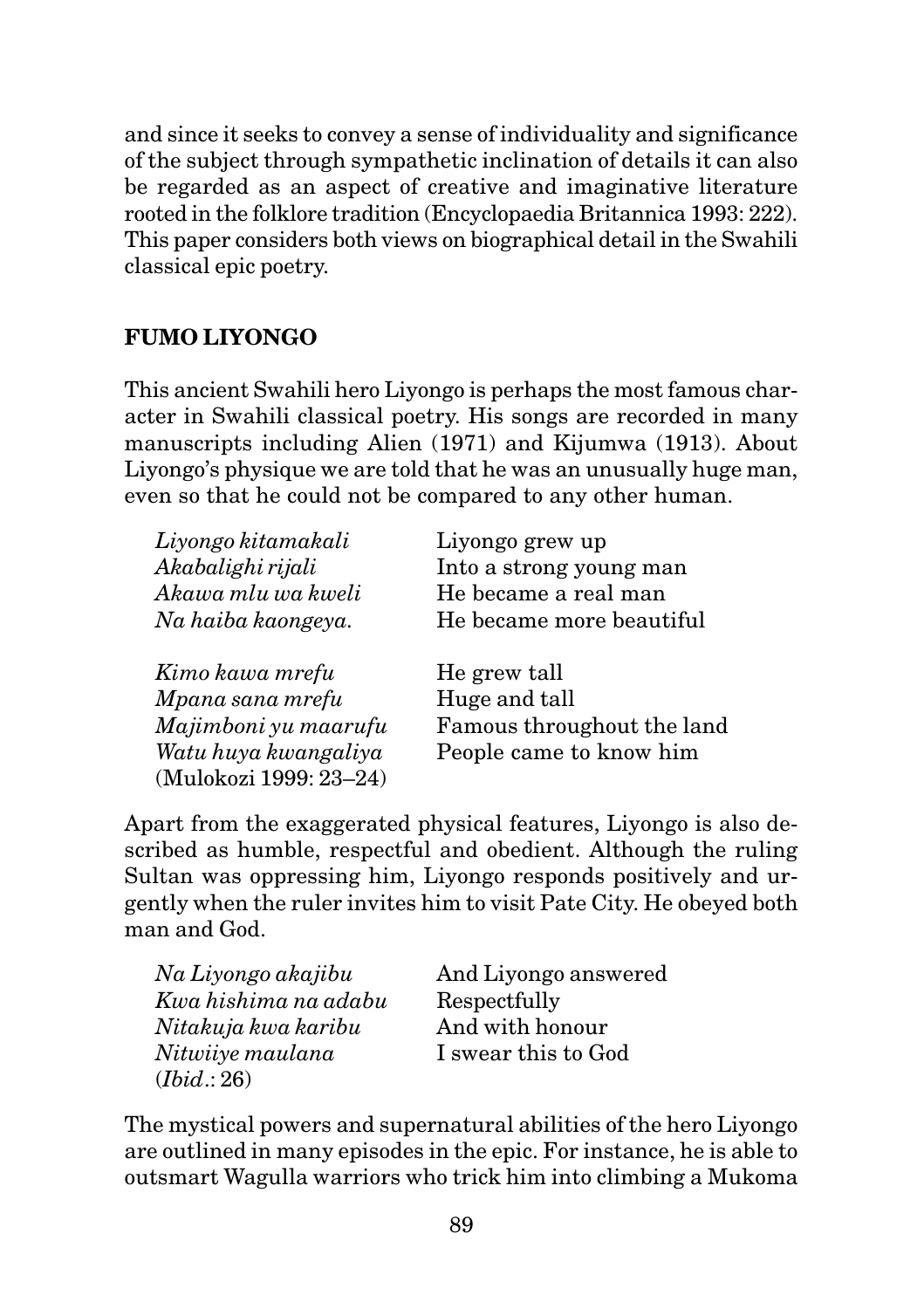and since it seeks to convey a sense of individuality and significance of the subject through sympathetic inclination of details it can also be regarded as an aspect of creative and imaginative literature rooted in the folklore tradition (Encyclopaedia Britannica 1993: 222). This paper considers both views on biographical detail in the Swahili classical epic poetry.

## FUMO LIYONGO

This ancient Swahili hero Liyongo is perhaps the most famous character in Swahili classical poetry. His songs are recorded in many manuscripts including Alien (1971) and Kijumwa (1913). About Liyongo's physique we are told that he was an unusually huge man, even so that he could not be compared to any other human.

| | |
|---|---|
| *Liyongo kitamakali* | Liyongo grew up |
| *Akabalighi rijali* | Into a strong young man |
| *Akawa mlu wa kweli* | He became a real man |
| *Na haiba kaongeya.* | He became more beautiful |
| | |
| *Kimo kawa mrefu* | He grew tall |
| *Mpana sana mrefu* | Huge and tall |
| *Majimboni yu maarufu* | Famous throughout the land |
| *Watu huya kwangaliya* | People came to know him |
| (Mulokozi 1999: 23–24) | |

Apart from the exaggerated physical features, Liyongo is also described as humble, respectful and obedient. Although the ruling Sultan was oppressing him, Liyongo responds positively and urgently when the ruler invites him to visit Pate City. He obeyed both man and God.

| | |
|---|---|
| *Na Liyongo akajibu* | And Liyongo answered |
| *Kwa hishima na adabu* | Respectfully |
| *Nitakuja kwa karibu* | And with honour |
| *Nitwiiye maulana* | I swear this to God |
| (*Ibid*.: 26) | |

The mystical powers and supernatural abilities of the hero Liyongo are outlined in many episodes in the epic. For instance, he is able to outsmart Wagulla warriors who trick him into climbing a Mukoma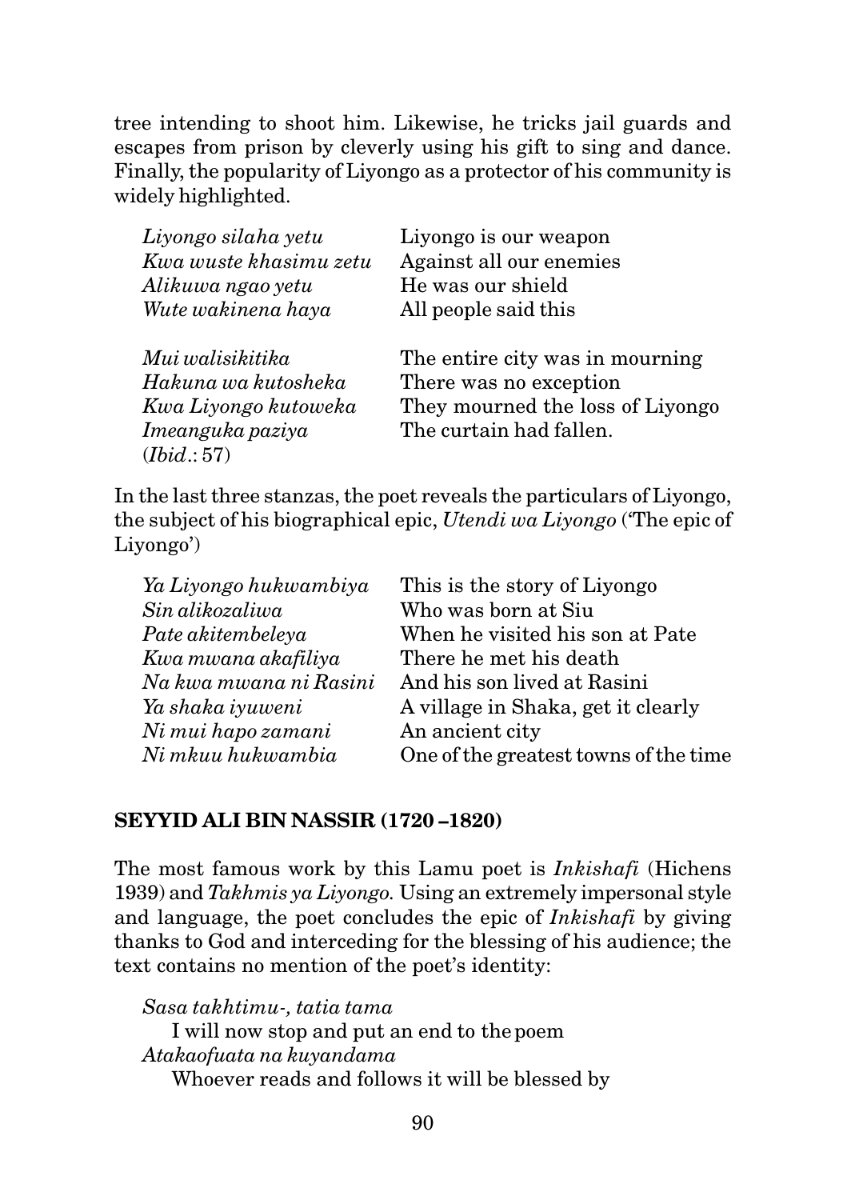tree intending to shoot him. Likewise, he tricks jail guards and escapes from prison by cleverly using his gift to sing and dance. Finally, the popularity of Liyongo as a protector of his community is widely highlighted.

| | |
|---|---|
| *Liyongo silaha yetu* | Liyongo is our weapon |
| *Kwa wuste khasimu zetu* | Against all our enemies |
| *Alikuwa ngao yetu* | He was our shield |
| *Wute wakinena haya* | All people said this |
| | |
| *Mui walisikitika* | The entire city was in mourning |
| *Hakuna wa kutosheka* | There was no exception |
| *Kwa Liyongo kutoweka* | They mourned the loss of Liyongo |
| *Imeanguka paziya* | The curtain had fallen. |
| (*Ibid*.: 57) | |

In the last three stanzas, the poet reveals the particulars of Liyongo, the subject of his biographical epic, *Utendi wa Liyongo* ('The epic of Liyongo')

| | |
|---|---|
| *Ya Liyongo hukwambiya* | This is the story of Liyongo |
| *Sin alikozaliwa* | Who was born at Siu |
| *Pate akitembeleya* | When he visited his son at Pate |
| *Kwa mwana akafiliya* | There he met his death |
| *Na kwa mwana ni Rasini* | And his son lived at Rasini |
| *Ya shaka iyuweni* | A village in Shaka, get it clearly |
| *Ni mui hapo zamani* | An ancient city |
| *Ni mkuu hukwambia* | One of the greatest towns of the time |

## SEYYID ALI BIN NASSIR (1720 –1820)

The most famous work by this Lamu poet is *Inkishafi* (Hichens 1939) and *Takhmis ya Liyongo.* Using an extremely impersonal style and language, the poet concludes the epic of *Inkishafi* by giving thanks to God and interceding for the blessing of his audience; the text contains no mention of the poet's identity:

*Sasa takhtimu-, tatia tama*
I will now stop and put an end to the poem
*Atakaofuata na kuyandama*
Whoever reads and follows it will be blessed by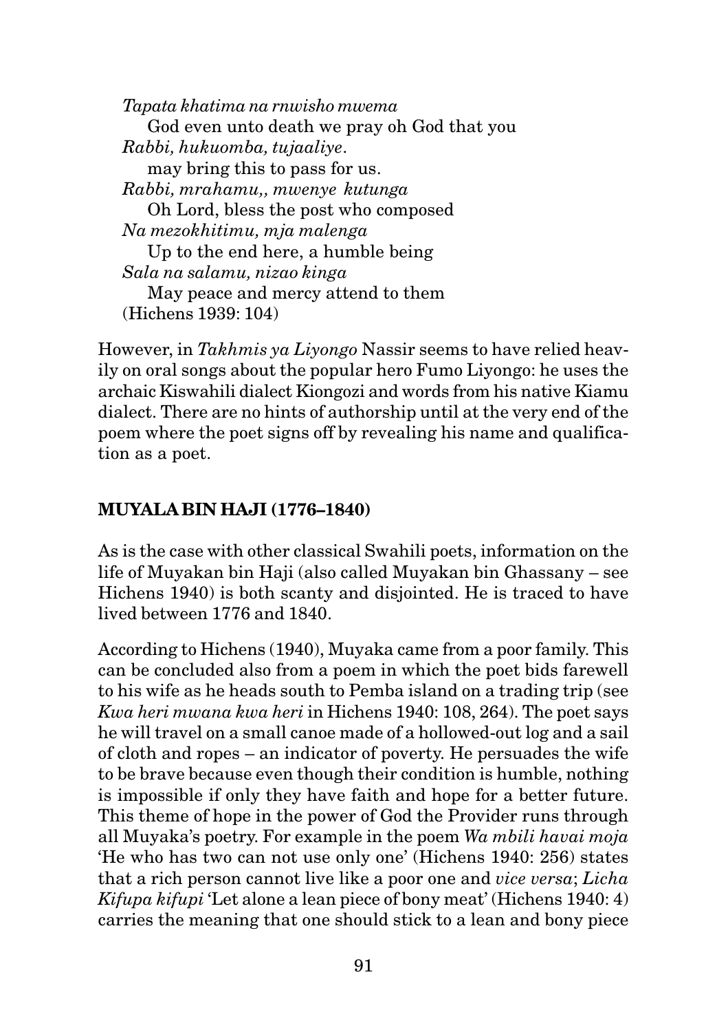*Tapata khatima na rnwisho mwema*
God even unto death we pray oh God that you
*Rabbi, hukuomba, tujaaliye.*
may bring this to pass for us.
*Rabbi, mrahamu,, mwenye kutunga*
Oh Lord, bless the post who composed
*Na mezokhitimu, mja malenga*
Up to the end here, a humble being
*Sala na salamu, nizao kinga*
May peace and mercy attend to them
(Hichens 1939: 104)

However, in *Takhmis ya Liyongo* Nassir seems to have relied heavily on oral songs about the popular hero Fumo Liyongo: he uses the archaic Kiswahili dialect Kiongozi and words from his native Kiamu dialect. There are no hints of authorship until at the very end of the poem where the poet signs off by revealing his name and qualification as a poet.

## MUYALA BIN HAJI (1776–1840)

As is the case with other classical Swahili poets, information on the life of Muyakan bin Haji (also called Muyakan bin Ghassany – see Hichens 1940) is both scanty and disjointed. He is traced to have lived between 1776 and 1840.

According to Hichens (1940), Muyaka came from a poor family. This can be concluded also from a poem in which the poet bids farewell to his wife as he heads south to Pemba island on a trading trip (see *Kwa heri mwana kwa heri* in Hichens 1940: 108, 264). The poet says he will travel on a small canoe made of a hollowed-out log and a sail of cloth and ropes – an indicator of poverty. He persuades the wife to be brave because even though their condition is humble, nothing is impossible if only they have faith and hope for a better future. This theme of hope in the power of God the Provider runs through all Muyaka's poetry. For example in the poem *Wa mbili havai moja* 'He who has two can not use only one' (Hichens 1940: 256) states that a rich person cannot live like a poor one and *vice versa*; *Licha Kifupa kifupi* 'Let alone a lean piece of bony meat' (Hichens 1940: 4) carries the meaning that one should stick to a lean and bony piece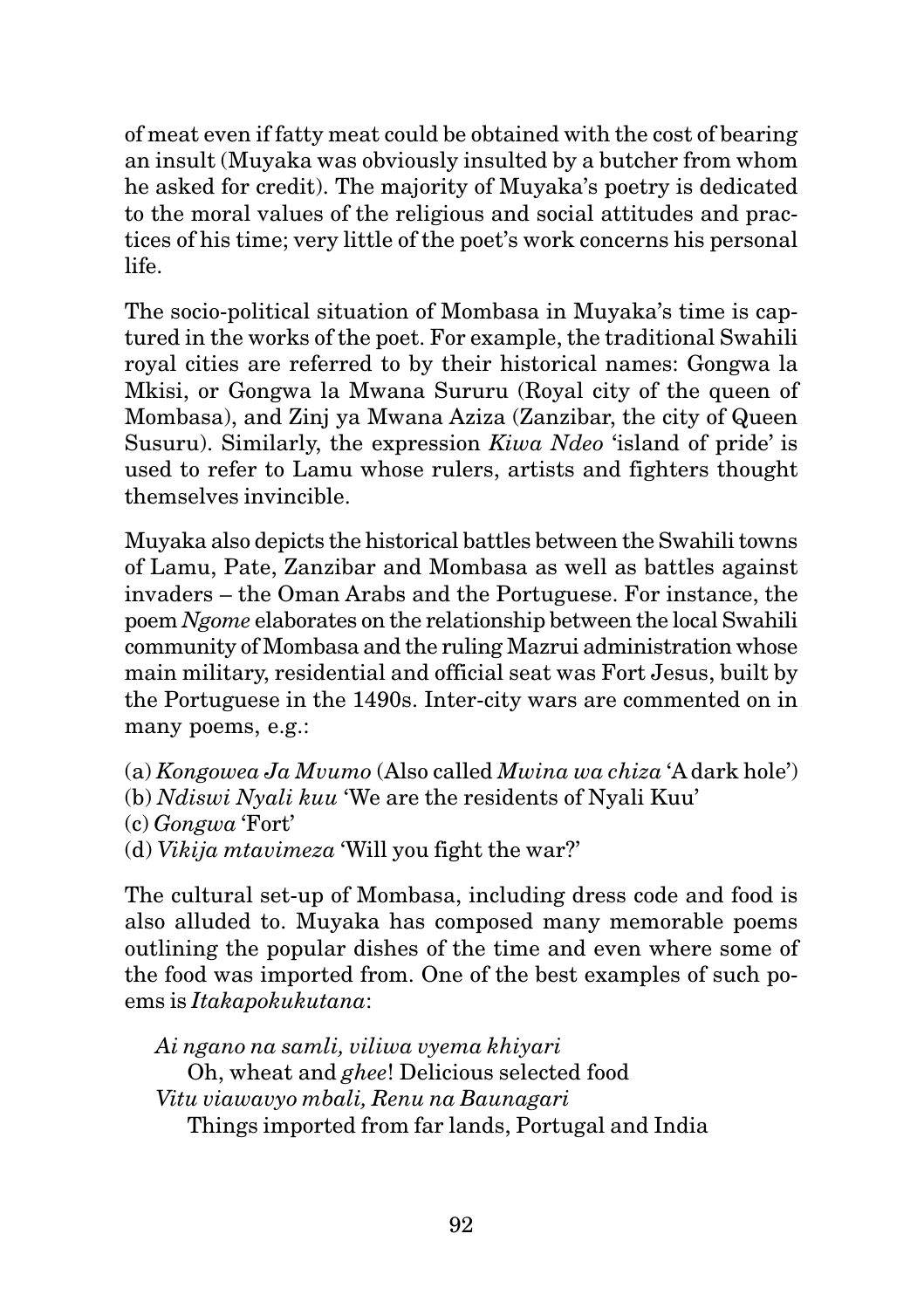of meat even if fatty meat could be obtained with the cost of bearing an insult (Muyaka was obviously insulted by a butcher from whom he asked for credit). The majority of Muyaka's poetry is dedicated to the moral values of the religious and social attitudes and practices of his time; very little of the poet's work concerns his personal life.

The socio-political situation of Mombasa in Muyaka's time is captured in the works of the poet. For example, the traditional Swahili royal cities are referred to by their historical names: Gongwa la Mkisi, or Gongwa la Mwana Sururu (Royal city of the queen of Mombasa), and Zinj ya Mwana Aziza (Zanzibar, the city of Queen Susuru). Similarly, the expression *Kiwa Ndeo* 'island of pride' is used to refer to Lamu whose rulers, artists and fighters thought themselves invincible.

Muyaka also depicts the historical battles between the Swahili towns of Lamu, Pate, Zanzibar and Mombasa as well as battles against invaders – the Oman Arabs and the Portuguese. For instance, the poem *Ngome* elaborates on the relationship between the local Swahili community of Mombasa and the ruling Mazrui administration whose main military, residential and official seat was Fort Jesus, built by the Portuguese in the 1490s. Inter-city wars are commented on in many poems, e.g.:

(a) *Kongowea Ja Mvumo* (Also called *Mwina wa chiza* 'A dark hole')
(b) *Ndiswi Nyali kuu* 'We are the residents of Nyali Kuu'
(c) *Gongwa* 'Fort'
(d) *Vikija mtavimeza* 'Will you fight the war?'

The cultural set-up of Mombasa, including dress code and food is also alluded to. Muyaka has composed many memorable poems outlining the popular dishes of the time and even where some of the food was imported from. One of the best examples of such poems is *Itakapokukutana*:

*Ai ngano na samli, viliwa vyema khiyari*
Oh, wheat and *ghee*! Delicious selected food
*Vitu viawavyo mbali, Renu na Baunagari*
Things imported from far lands, Portugal and India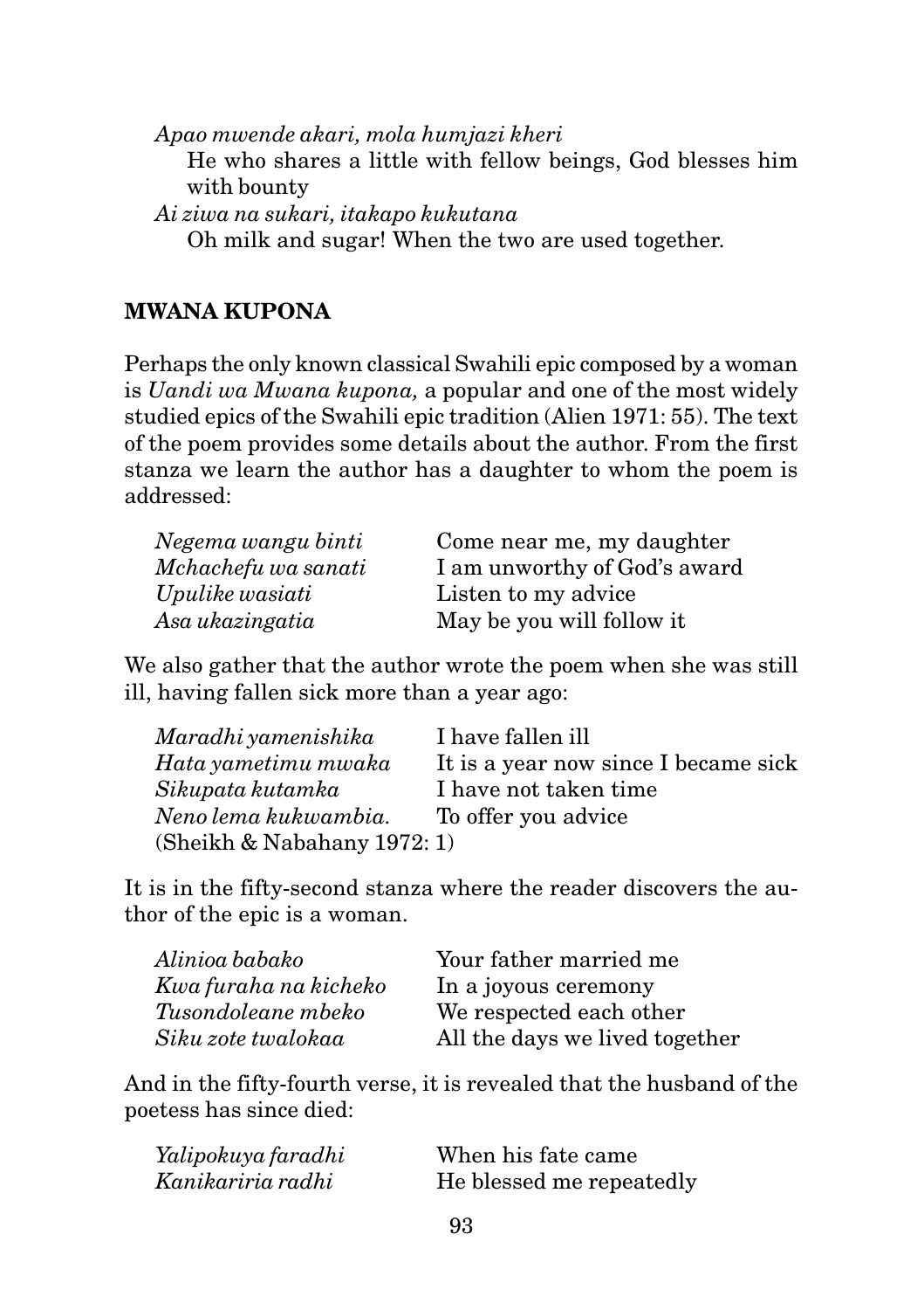*Apao mwende akari, mola humjazi kheri*
He who shares a little with fellow beings, God blesses him with bounty
*Ai ziwa na sukari, itakapo kukutana*
Oh milk and sugar! When the two are used together.

## MWANA KUPONA

Perhaps the only known classical Swahili epic composed by a woman is *Uandi wa Mwana kupona,* a popular and one of the most widely studied epics of the Swahili epic tradition (Alien 1971: 55). The text of the poem provides some details about the author. From the first stanza we learn the author has a daughter to whom the poem is addressed:

| | |
|---|---|
| *Negema wangu binti* | Come near me, my daughter |
| *Mchachefu wa sanati* | I am unworthy of God's award |
| *Upulike wasiati* | Listen to my advice |
| *Asa ukazingatia* | May be you will follow it |

We also gather that the author wrote the poem when she was still ill, having fallen sick more than a year ago:

| | |
|---|---|
| *Maradhi yamenishika* | I have fallen ill |
| *Hata yametimu mwaka* | It is a year now since I became sick |
| *Sikupata kutamka* | I have not taken time |
| *Neno lema kukwambia.* | To offer you advice |

(Sheikh & Nabahany 1972: 1)

It is in the fifty-second stanza where the reader discovers the author of the epic is a woman.

| | |
|---|---|
| *Alinioa babako* | Your father married me |
| *Kwa furaha na kicheko* | In a joyous ceremony |
| *Tusondoleane mbeko* | We respected each other |
| *Siku zote twalokaa* | All the days we lived together |

And in the fifty-fourth verse, it is revealed that the husband of the poetess has since died:

| | |
|---|---|
| *Yalipokuya faradhi* | When his fate came |
| *Kanikariria radhi* | He blessed me repeatedly |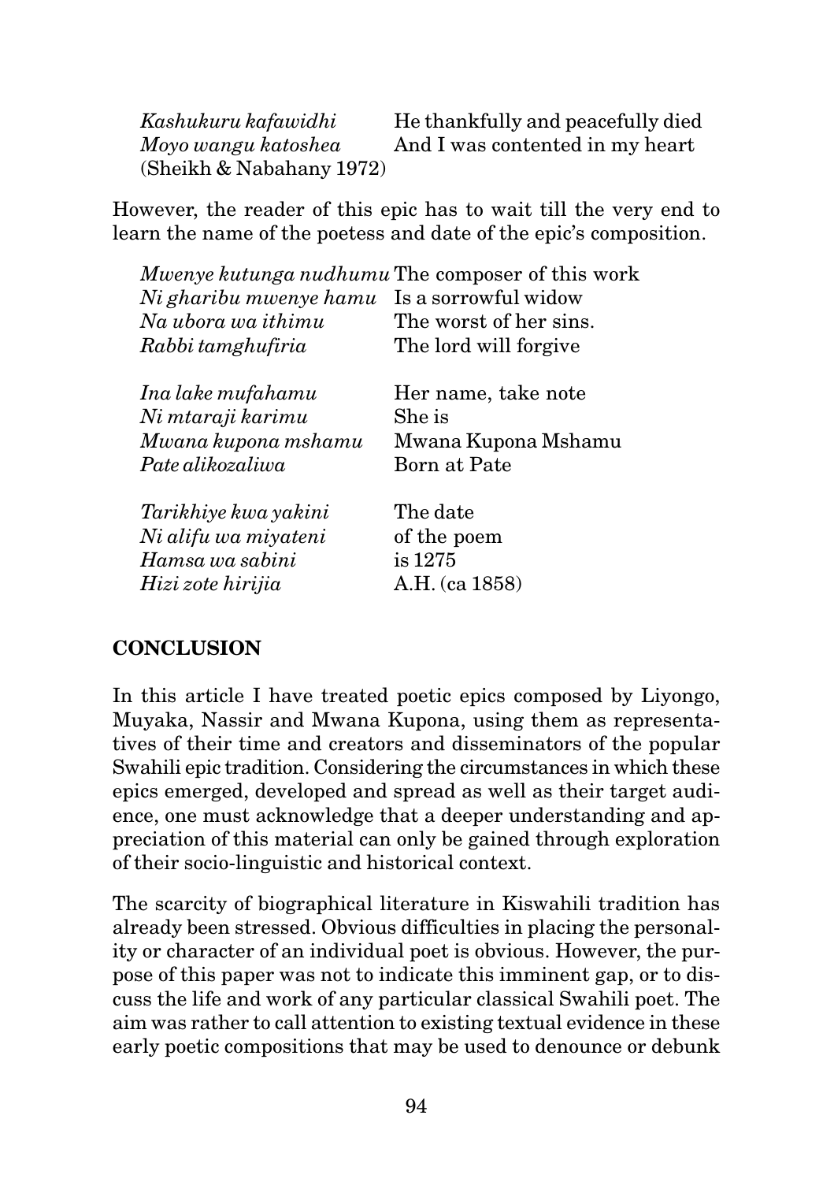| | |
|---|---|
| *Kashukuru kafawidhi* | He thankfully and peacefully died |
| *Moyo wangu katoshea* | And I was contented in my heart |

(Sheikh & Nabahany 1972)

However, the reader of this epic has to wait till the very end to learn the name of the poetess and date of the epic's composition.

| | |
|---|---|
| *Mwenye kutunga nudhumu* | The composer of this work |
| *Ni gharibu mwenye hamu* | Is a sorrowful widow |
| *Na ubora wa ithimu* | The worst of her sins. |
| *Rabbi tamghufiria* | The lord will forgive |
| | |
| *Ina lake mufahamu* | Her name, take note |
| *Ni mtaraji karimu* | She is |
| *Mwana kupona mshamu* | Mwana Kupona Mshamu |
| *Pate alikozaliwa* | Born at Pate |
| | |
| *Tarikhiye kwa yakini* | The date |
| *Ni alifu wa miyateni* | of the poem |
| *Hamsa wa sabini* | is 1275 |
| *Hizi zote hirijia* | A.H. (ca 1858) |

## CONCLUSION

In this article I have treated poetic epics composed by Liyongo, Muyaka, Nassir and Mwana Kupona, using them as representatives of their time and creators and disseminators of the popular Swahili epic tradition. Considering the circumstances in which these epics emerged, developed and spread as well as their target audience, one must acknowledge that a deeper understanding and appreciation of this material can only be gained through exploration of their socio-linguistic and historical context.

The scarcity of biographical literature in Kiswahili tradition has already been stressed. Obvious difficulties in placing the personality or character of an individual poet is obvious. However, the purpose of this paper was not to indicate this imminent gap, or to discuss the life and work of any particular classical Swahili poet. The aim was rather to call attention to existing textual evidence in these early poetic compositions that may be used to denounce or debunk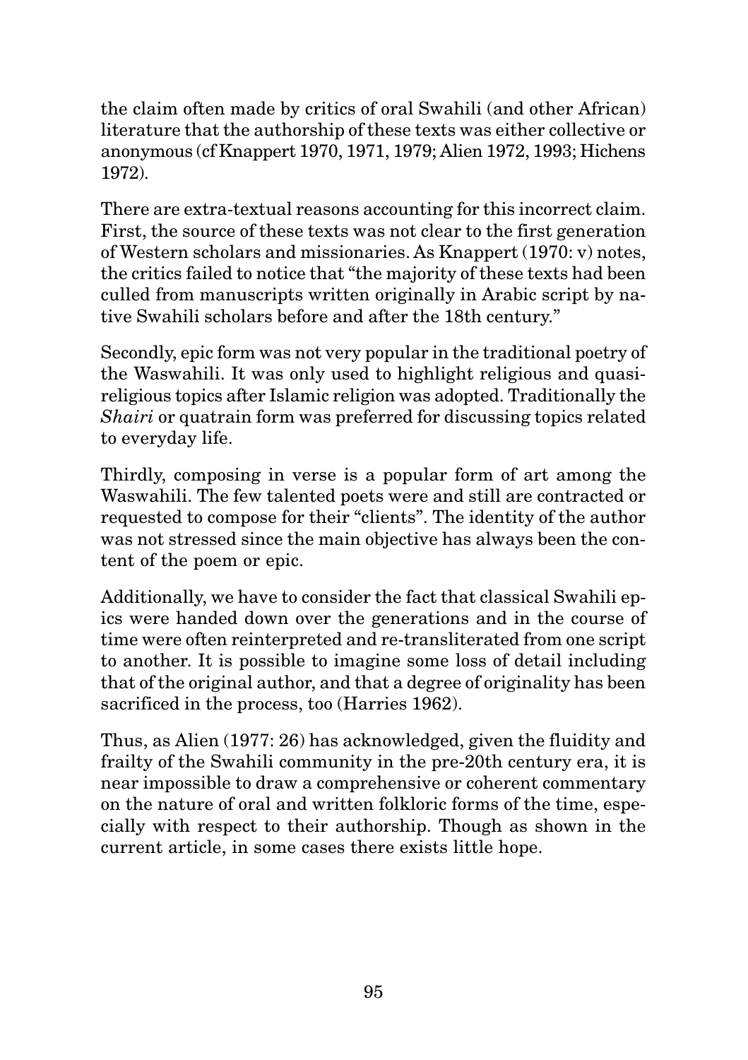the claim often made by critics of oral Swahili (and other African) literature that the authorship of these texts was either collective or anonymous (cf Knappert 1970, 1971, 1979; Alien 1972, 1993; Hichens 1972).

There are extra-textual reasons accounting for this incorrect claim. First, the source of these texts was not clear to the first generation of Western scholars and missionaries. As Knappert (1970: v) notes, the critics failed to notice that "the majority of these texts had been culled from manuscripts written originally in Arabic script by native Swahili scholars before and after the 18th century."

Secondly, epic form was not very popular in the traditional poetry of the Waswahili. It was only used to highlight religious and quasi-religious topics after Islamic religion was adopted. Traditionally the *Shairi* or quatrain form was preferred for discussing topics related to everyday life.

Thirdly, composing in verse is a popular form of art among the Waswahili. The few talented poets were and still are contracted or requested to compose for their "clients". The identity of the author was not stressed since the main objective has always been the content of the poem or epic.

Additionally, we have to consider the fact that classical Swahili epics were handed down over the generations and in the course of time were often reinterpreted and re-transliterated from one script to another. It is possible to imagine some loss of detail including that of the original author, and that a degree of originality has been sacrificed in the process, too (Harries 1962).

Thus, as Alien (1977: 26) has acknowledged, given the fluidity and frailty of the Swahili community in the pre-20th century era, it is near impossible to draw a comprehensive or coherent commentary on the nature of oral and written folkloric forms of the time, especially with respect to their authorship. Though as shown in the current article, in some cases there exists little hope.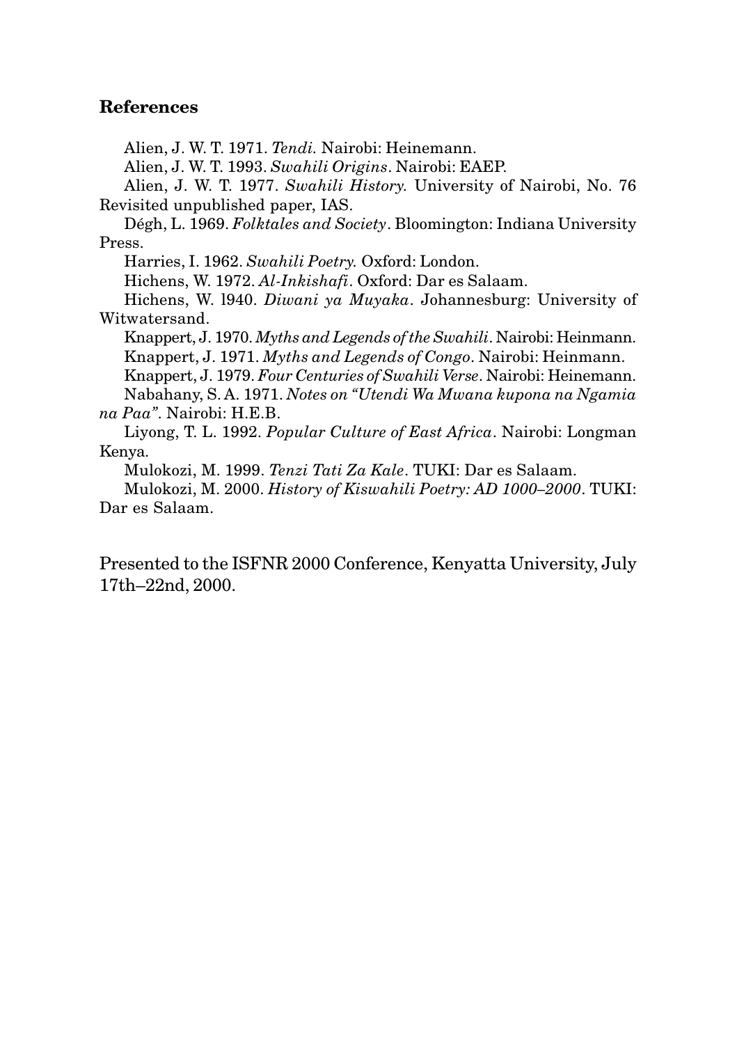## References

Alien, J. W. T. 1971. *Tendi.* Nairobi: Heinemann.

Alien, J. W. T. 1993. *Swahili Origins*. Nairobi: EAEP.

Alien, J. W. T. 1977. *Swahili History.* University of Nairobi, No. 76 Revisited unpublished paper, IAS.

Dégh, L. 1969. *Folktales and Society*. Bloomington: Indiana University Press.

Harries, I. 1962. *Swahili Poetry.* Oxford: London.

Hichens, W. 1972. *Al-Inkishafi*. Oxford: Dar es Salaam.

Hichens, W. l940. *Diwani ya Muyaka*. Johannesburg: University of Witwatersand.

Knappert, J. 1970. *Myths and Legends of the Swahili*. Nairobi: Heinmann.

Knappert, J. 1971. *Myths and Legends of Congo*. Nairobi: Heinmann.

Knappert, J. 1979. *Four Centuries of Swahili Verse*. Nairobi: Heinemann.

Nabahany, S. A. 1971. *Notes on "Utendi Wa Mwana kupona na Ngamia na Paa".* Nairobi: H.E.B.

Liyong, T. L. 1992. *Popular Culture of East Africa*. Nairobi: Longman Kenya.

Mulokozi, M. 1999. *Tenzi Tati Za Kale*. TUKI: Dar es Salaam.

Mulokozi, M. 2000. *History of Kiswahili Poetry: AD 1000–2000*. TUKI: Dar es Salaam.

Presented to the ISFNR 2000 Conference, Kenyatta University, July 17th–22nd, 2000.